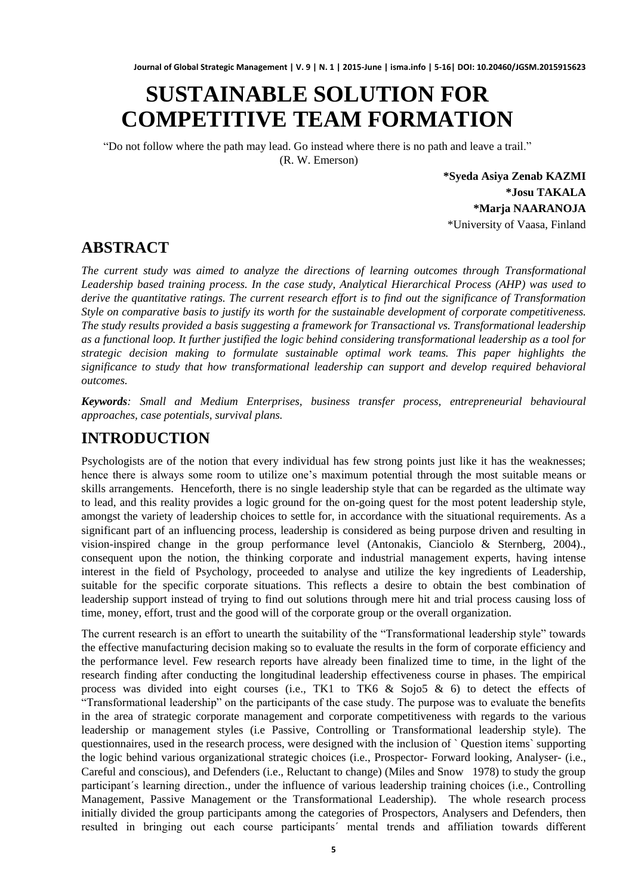# SUSTAINABLE SOLUTION FOR COMPETITIVE TEAM FORMATION

"Do not follow where the path may lead. Go instead where there is no path and leave a trail."
(R. W. Emerson)

**\*Syeda Asiya Zenab KAZMI**
**\*Josu TAKALA**
**\*Marja NAARANOJA**
\*University of Vaasa, Finland

## ABSTRACT

*The current study was aimed to analyze the directions of learning outcomes through Transformational Leadership based training process. In the case study, Analytical Hierarchical Process (AHP) was used to derive the quantitative ratings. The current research effort is to find out the significance of Transformation Style on comparative basis to justify its worth for the sustainable development of corporate competitiveness. The study results provided a basis suggesting a framework for Transactional vs. Transformational leadership as a functional loop. It further justified the logic behind considering transformational leadership as a tool for strategic decision making to formulate sustainable optimal work teams. This paper highlights the significance to study that how transformational leadership can support and develop required behavioral outcomes.*

***Keywords**: Small and Medium Enterprises, business transfer process, entrepreneurial behavioural approaches, case potentials, survival plans.*

## INTRODUCTION

Psychologists are of the notion that every individual has few strong points just like it has the weaknesses; hence there is always some room to utilize one's maximum potential through the most suitable means or skills arrangements. Henceforth, there is no single leadership style that can be regarded as the ultimate way to lead, and this reality provides a logic ground for the on-going quest for the most potent leadership style, amongst the variety of leadership choices to settle for, in accordance with the situational requirements. As a significant part of an influencing process, leadership is considered as being purpose driven and resulting in vision-inspired change in the group performance level (Antonakis, Cianciolo & Sternberg, 2004)., consequent upon the notion, the thinking corporate and industrial management experts, having intense interest in the field of Psychology, proceeded to analyse and utilize the key ingredients of Leadership, suitable for the specific corporate situations. This reflects a desire to obtain the best combination of leadership support instead of trying to find out solutions through mere hit and trial process causing loss of time, money, effort, trust and the good will of the corporate group or the overall organization.

The current research is an effort to unearth the suitability of the "Transformational leadership style" towards the effective manufacturing decision making so to evaluate the results in the form of corporate efficiency and the performance level. Few research reports have already been finalized time to time, in the light of the research finding after conducting the longitudinal leadership effectiveness course in phases. The empirical process was divided into eight courses (i.e., TK1 to TK6 & Sojo5 & 6) to detect the effects of "Transformational leadership" on the participants of the case study. The purpose was to evaluate the benefits in the area of strategic corporate management and corporate competitiveness with regards to the various leadership or management styles (i.e Passive, Controlling or Transformational leadership style). The questionnaires, used in the research process, were designed with the inclusion of ` Question items` supporting the logic behind various organizational strategic choices (i.e., Prospector- Forward looking, Analyser- (i.e., Careful and conscious), and Defenders (i.e., Reluctant to change) (Miles and Snow 1978) to study the group participant´s learning direction., under the influence of various leadership training choices (i.e., Controlling Management, Passive Management or the Transformational Leadership). The whole research process initially divided the group participants among the categories of Prospectors, Analysers and Defenders, then resulted in bringing out each course participants´ mental trends and affiliation towards different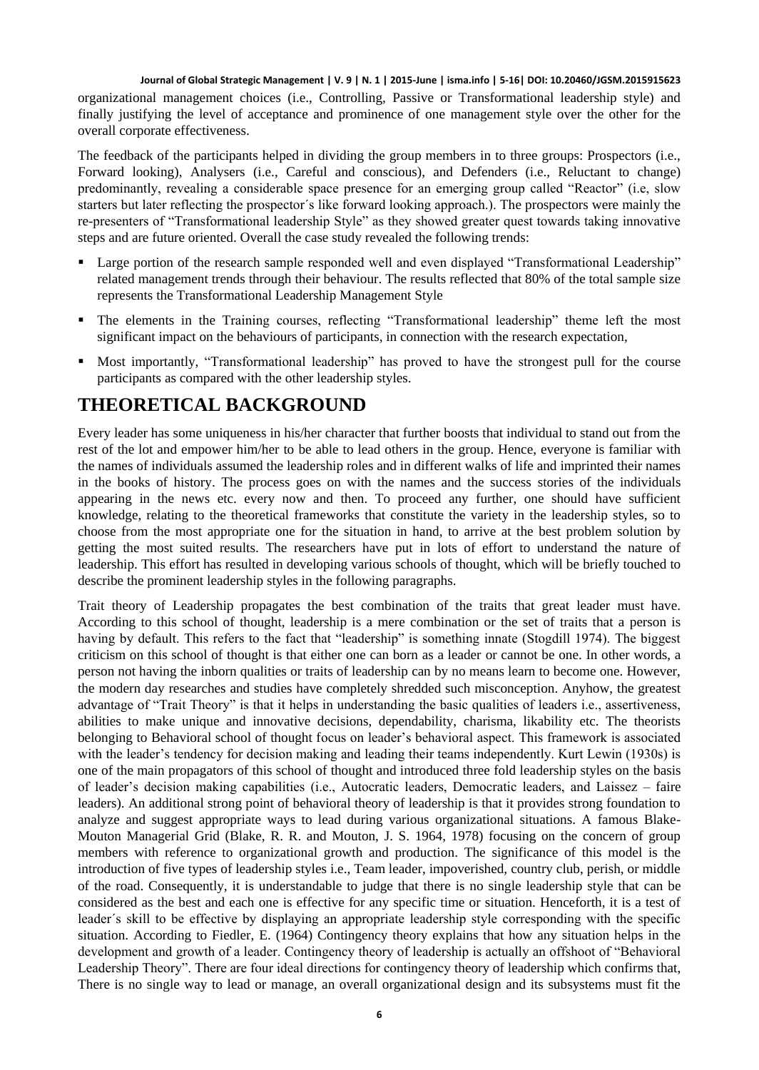organizational management choices (i.e., Controlling, Passive or Transformational leadership style) and finally justifying the level of acceptance and prominence of one management style over the other for the overall corporate effectiveness.

The feedback of the participants helped in dividing the group members in to three groups: Prospectors (i.e., Forward looking), Analysers (i.e., Careful and conscious), and Defenders (i.e., Reluctant to change) predominantly, revealing a considerable space presence for an emerging group called "Reactor" (i.e, slow starters but later reflecting the prospector´s like forward looking approach.). The prospectors were mainly the re-presenters of "Transformational leadership Style" as they showed greater quest towards taking innovative steps and are future oriented. Overall the case study revealed the following trends:

- Large portion of the research sample responded well and even displayed "Transformational Leadership" related management trends through their behaviour. The results reflected that 80% of the total sample size represents the Transformational Leadership Management Style
- The elements in the Training courses, reflecting "Transformational leadership" theme left the most significant impact on the behaviours of participants, in connection with the research expectation,
- Most importantly, "Transformational leadership" has proved to have the strongest pull for the course participants as compared with the other leadership styles.

# THEORETICAL BACKGROUND

Every leader has some uniqueness in his/her character that further boosts that individual to stand out from the rest of the lot and empower him/her to be able to lead others in the group. Hence, everyone is familiar with the names of individuals assumed the leadership roles and in different walks of life and imprinted their names in the books of history. The process goes on with the names and the success stories of the individuals appearing in the news etc. every now and then. To proceed any further, one should have sufficient knowledge, relating to the theoretical frameworks that constitute the variety in the leadership styles, so to choose from the most appropriate one for the situation in hand, to arrive at the best problem solution by getting the most suited results. The researchers have put in lots of effort to understand the nature of leadership. This effort has resulted in developing various schools of thought, which will be briefly touched to describe the prominent leadership styles in the following paragraphs.

Trait theory of Leadership propagates the best combination of the traits that great leader must have. According to this school of thought, leadership is a mere combination or the set of traits that a person is having by default. This refers to the fact that "leadership" is something innate (Stogdill 1974). The biggest criticism on this school of thought is that either one can born as a leader or cannot be one. In other words, a person not having the inborn qualities or traits of leadership can by no means learn to become one. However, the modern day researches and studies have completely shredded such misconception. Anyhow, the greatest advantage of "Trait Theory" is that it helps in understanding the basic qualities of leaders i.e., assertiveness, abilities to make unique and innovative decisions, dependability, charisma, likability etc. The theorists belonging to Behavioral school of thought focus on leader's behavioral aspect. This framework is associated with the leader's tendency for decision making and leading their teams independently. Kurt Lewin (1930s) is one of the main propagators of this school of thought and introduced three fold leadership styles on the basis of leader's decision making capabilities (i.e., Autocratic leaders, Democratic leaders, and Laissez – faire leaders). An additional strong point of behavioral theory of leadership is that it provides strong foundation to analyze and suggest appropriate ways to lead during various organizational situations. A famous Blake-Mouton Managerial Grid (Blake, R. R. and Mouton, J. S. 1964, 1978) focusing on the concern of group members with reference to organizational growth and production. The significance of this model is the introduction of five types of leadership styles i.e., Team leader, impoverished, country club, perish, or middle of the road. Consequently, it is understandable to judge that there is no single leadership style that can be considered as the best and each one is effective for any specific time or situation. Henceforth, it is a test of leader´s skill to be effective by displaying an appropriate leadership style corresponding with the specific situation. According to Fiedler, E. (1964) Contingency theory explains that how any situation helps in the development and growth of a leader. Contingency theory of leadership is actually an offshoot of "Behavioral Leadership Theory". There are four ideal directions for contingency theory of leadership which confirms that, There is no single way to lead or manage, an overall organizational design and its subsystems must fit the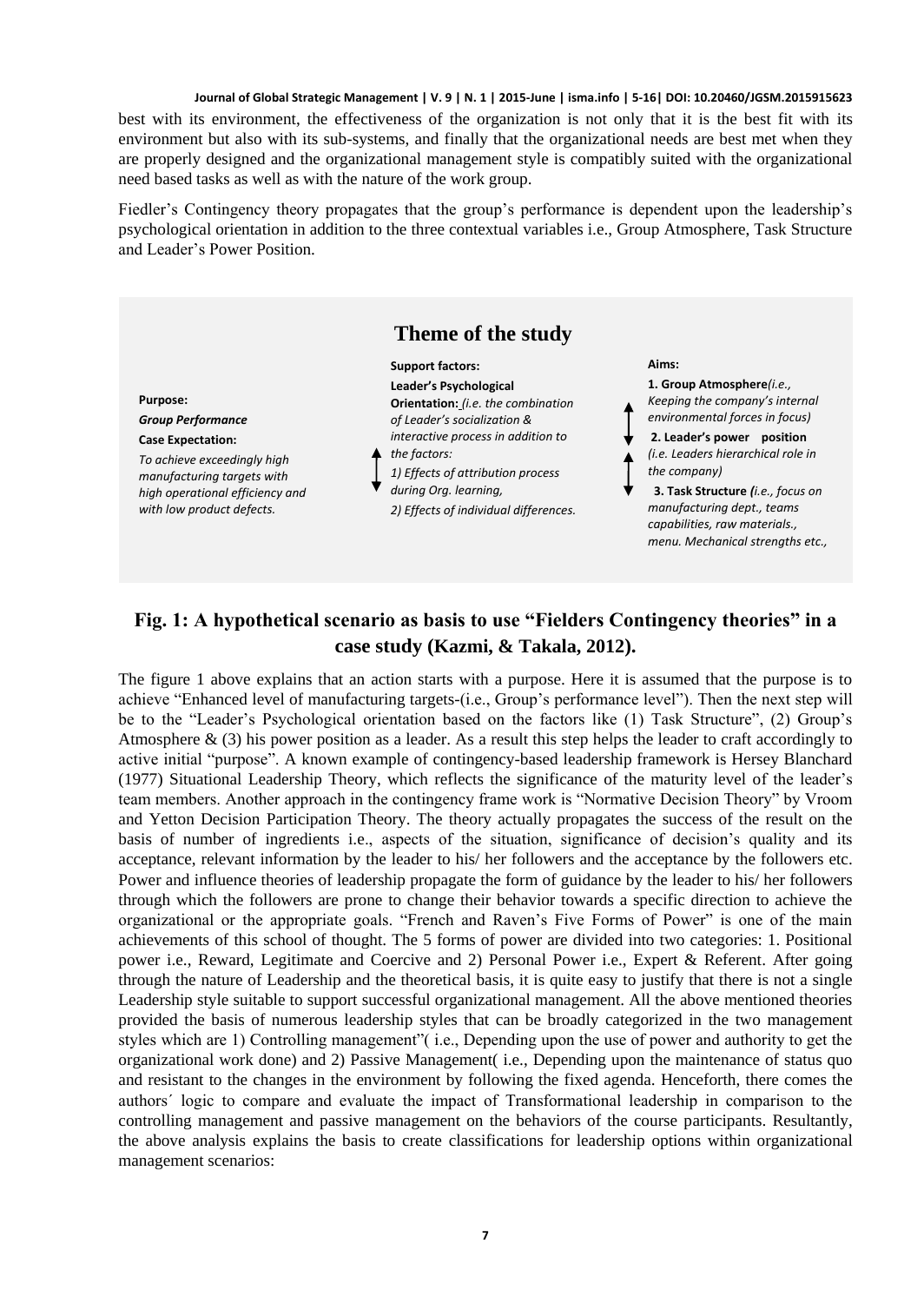best with its environment, the effectiveness of the organization is not only that it is the best fit with its environment but also with its sub-systems, and finally that the organizational needs are best met when they are properly designed and the organizational management style is compatibly suited with the organizational need based tasks as well as with the nature of the work group.

Fiedler's Contingency theory propagates that the group's performance is dependent upon the leadership's psychological orientation in addition to the three contextual variables i.e., Group Atmosphere, Task Structure and Leader's Power Position.

**Theme of the study**

**Purpose:**
***Group Performance***
**Case Expectation:**
*To achieve exceedingly high manufacturing targets with high operational efficiency and with low product defects.*

**Support factors:**
**Leader's Psychological Orientation:** *(i.e. the combination of Leader's socialization & interactive process in addition to the factors:*
*1) Effects of attribution process during Org. learning,*
*2) Effects of individual differences.*

**Aims:**
**1. Group Atmosphere***(i.e., Keeping the company's internal environmental forces in focus)*
**2. Leader's power position** *(i.e. Leaders hierarchical role in the company)*
**3. Task Structure** *(i.e., focus on manufacturing dept., teams capabilities, raw materials., menu. Mechanical strengths etc.,*

**Fig. 1: A hypothetical scenario as basis to use "Fielders Contingency theories" in a case study (Kazmi, & Takala, 2012).**

The figure 1 above explains that an action starts with a purpose. Here it is assumed that the purpose is to achieve "Enhanced level of manufacturing targets-(i.e., Group's performance level"). Then the next step will be to the "Leader's Psychological orientation based on the factors like (1) Task Structure", (2) Group's Atmosphere & (3) his power position as a leader. As a result this step helps the leader to craft accordingly to active initial "purpose". A known example of contingency-based leadership framework is Hersey Blanchard (1977) Situational Leadership Theory, which reflects the significance of the maturity level of the leader's team members. Another approach in the contingency frame work is "Normative Decision Theory" by Vroom and Yetton Decision Participation Theory. The theory actually propagates the success of the result on the basis of number of ingredients i.e., aspects of the situation, significance of decision's quality and its acceptance, relevant information by the leader to his/ her followers and the acceptance by the followers etc. Power and influence theories of leadership propagate the form of guidance by the leader to his/ her followers through which the followers are prone to change their behavior towards a specific direction to achieve the organizational or the appropriate goals. "French and Raven's Five Forms of Power" is one of the main achievements of this school of thought. The 5 forms of power are divided into two categories: 1. Positional power i.e., Reward, Legitimate and Coercive and 2) Personal Power i.e., Expert & Referent. After going through the nature of Leadership and the theoretical basis, it is quite easy to justify that there is not a single Leadership style suitable to support successful organizational management. All the above mentioned theories provided the basis of numerous leadership styles that can be broadly categorized in the two management styles which are 1) Controlling management"( i.e., Depending upon the use of power and authority to get the organizational work done) and 2) Passive Management( i.e., Depending upon the maintenance of status quo and resistant to the changes in the environment by following the fixed agenda. Henceforth, there comes the authors´ logic to compare and evaluate the impact of Transformational leadership in comparison to the controlling management and passive management on the behaviors of the course participants. Resultantly, the above analysis explains the basis to create classifications for leadership options within organizational management scenarios: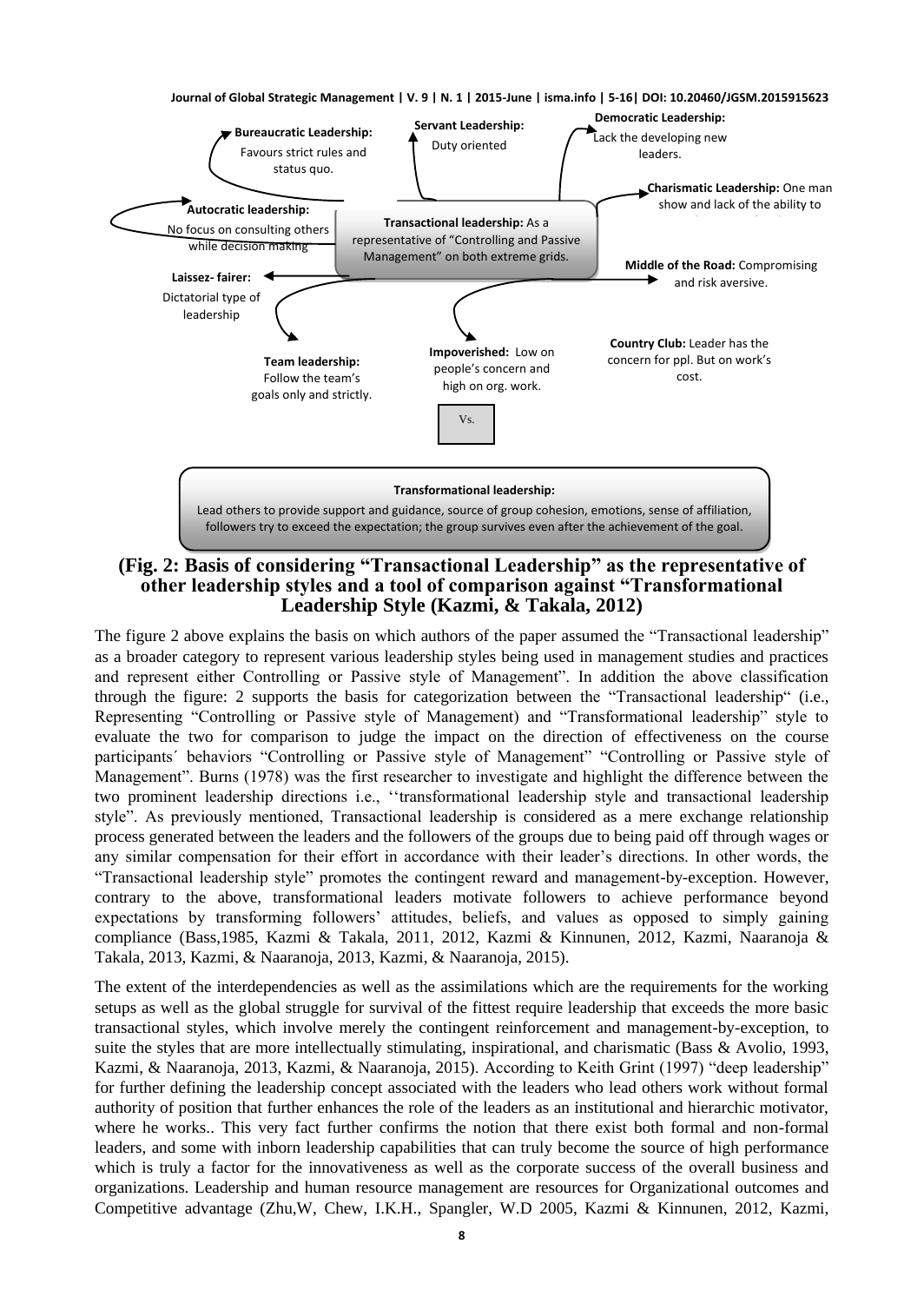**Bureaucratic Leadership:** Favours strict rules and status quo.

**Servant Leadership:** Duty oriented

**Democratic Leadership:** Lack the developing new leaders.

**Charismatic Leadership:** One man show and lack of the ability to

**Autocratic leadership:** No focus on consulting others while decision making

**Transactional leadership:** As a representative of "Controlling and Passive Management" on both extreme grids.

**Laissez- fairer:** Dictatorial type of leadership

**Middle of the Road:** Compromising and risk aversive.

**Team leadership:** Follow the team's goals only and strictly.

**Impoverished:** Low on people's concern and high on org. work.

**Country Club:** Leader has the concern for ppl. But on work's cost.

Vs.

**Transformational leadership:** Lead others to provide support and guidance, source of group cohesion, emotions, sense of affiliation, followers try to exceed the expectation; the group survives even after the achievement of the goal.

**(Fig. 2: Basis of considering "Transactional Leadership" as the representative of other leadership styles and a tool of comparison against "Transformational Leadership Style (Kazmi, & Takala, 2012)**

The figure 2 above explains the basis on which authors of the paper assumed the "Transactional leadership" as a broader category to represent various leadership styles being used in management studies and practices and represent either Controlling or Passive style of Management". In addition the above classification through the figure: 2 supports the basis for categorization between the "Transactional leadership" (i.e., Representing "Controlling or Passive style of Management) and "Transformational leadership" style to evaluate the two for comparison to judge the impact on the direction of effectiveness on the course participants´ behaviors "Controlling or Passive style of Management" "Controlling or Passive style of Management". Burns (1978) was the first researcher to investigate and highlight the difference between the two prominent leadership directions i.e., ''transformational leadership style and transactional leadership style". As previously mentioned, Transactional leadership is considered as a mere exchange relationship process generated between the leaders and the followers of the groups due to being paid off through wages or any similar compensation for their effort in accordance with their leader's directions. In other words, the "Transactional leadership style" promotes the contingent reward and management-by-exception. However, contrary to the above, transformational leaders motivate followers to achieve performance beyond expectations by transforming followers' attitudes, beliefs, and values as opposed to simply gaining compliance (Bass,1985, Kazmi & Takala, 2011, 2012, Kazmi & Kinnunen, 2012, Kazmi, Naaranoja & Takala, 2013, Kazmi, & Naaranoja, 2013, Kazmi, & Naaranoja, 2015).

The extent of the interdependencies as well as the assimilations which are the requirements for the working setups as well as the global struggle for survival of the fittest require leadership that exceeds the more basic transactional styles, which involve merely the contingent reinforcement and management-by-exception, to suite the styles that are more intellectually stimulating, inspirational, and charismatic (Bass & Avolio, 1993, Kazmi, & Naaranoja, 2013, Kazmi, & Naaranoja, 2015). According to Keith Grint (1997) "deep leadership" for further defining the leadership concept associated with the leaders who lead others work without formal authority of position that further enhances the role of the leaders as an institutional and hierarchic motivator, where he works.. This very fact further confirms the notion that there exist both formal and non-formal leaders, and some with inborn leadership capabilities that can truly become the source of high performance which is truly a factor for the innovativeness as well as the corporate success of the overall business and organizations. Leadership and human resource management are resources for Organizational outcomes and Competitive advantage (Zhu,W, Chew, I.K.H., Spangler, W.D 2005, Kazmi & Kinnunen, 2012, Kazmi,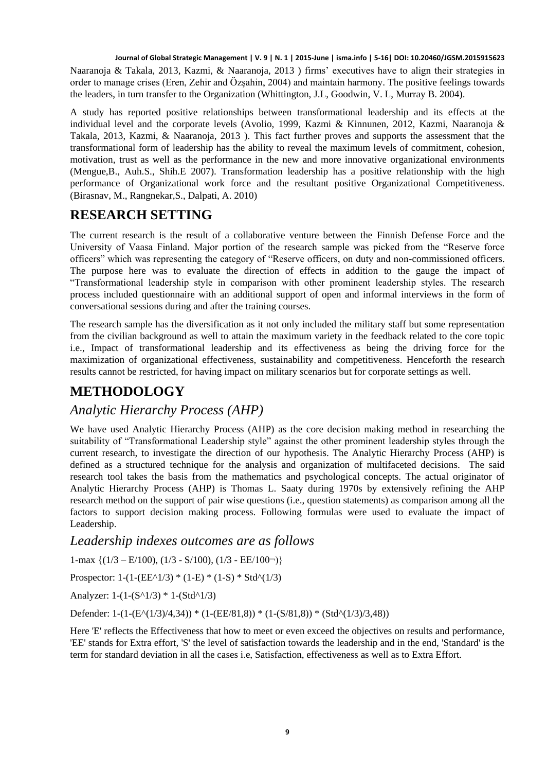Naaranoja & Takala, 2013, Kazmi, & Naaranoja, 2013 ) firms' executives have to align their strategies in order to manage crises (Eren, Zehir and Özşahin, 2004) and maintain harmony. The positive feelings towards the leaders, in turn transfer to the Organization (Whittington, J.L, Goodwin, V. L, Murray B. 2004).

A study has reported positive relationships between transformational leadership and its effects at the individual level and the corporate levels (Avolio, 1999, Kazmi & Kinnunen, 2012, Kazmi, Naaranoja & Takala, 2013, Kazmi, & Naaranoja, 2013 ). This fact further proves and supports the assessment that the transformational form of leadership has the ability to reveal the maximum levels of commitment, cohesion, motivation, trust as well as the performance in the new and more innovative organizational environments (Mengue,B., Auh.S., Shih.E 2007). Transformation leadership has a positive relationship with the high performance of Organizational work force and the resultant positive Organizational Competitiveness. (Birasnav, M., Rangnekar,S., Dalpati, A. 2010)

## RESEARCH SETTING

The current research is the result of a collaborative venture between the Finnish Defense Force and the University of Vaasa Finland. Major portion of the research sample was picked from the "Reserve force officers" which was representing the category of "Reserve officers, on duty and non-commissioned officers. The purpose here was to evaluate the direction of effects in addition to the gauge the impact of "Transformational leadership style in comparison with other prominent leadership styles. The research process included questionnaire with an additional support of open and informal interviews in the form of conversational sessions during and after the training courses.

The research sample has the diversification as it not only included the military staff but some representation from the civilian background as well to attain the maximum variety in the feedback related to the core topic i.e., Impact of transformational leadership and its effectiveness as being the driving force for the maximization of organizational effectiveness, sustainability and competitiveness. Henceforth the research results cannot be restricted, for having impact on military scenarios but for corporate settings as well.

## METHODOLOGY

### *Analytic Hierarchy Process (AHP)*

We have used Analytic Hierarchy Process (AHP) as the core decision making method in researching the suitability of "Transformational Leadership style" against the other prominent leadership styles through the current research, to investigate the direction of our hypothesis. The Analytic Hierarchy Process (AHP) is defined as a structured technique for the analysis and organization of multifaceted decisions. The said research tool takes the basis from the mathematics and psychological concepts. The actual originator of Analytic Hierarchy Process (AHP) is Thomas L. Saaty during 1970s by extensively refining the AHP research method on the support of pair wise questions (i.e., question statements) as comparison among all the factors to support decision making process. Following formulas were used to evaluate the impact of Leadership.

### *Leadership indexes outcomes are as follows*

1-max {(1/3 – E/100), (1/3 - S/100), (1/3 - EE/100¬)}

Prospector: 1-(1-(EE^1/3) * (1-E) * (1-S) * Std^(1/3)

Analyzer: 1-(1-(S^1/3) * 1-(Std^1/3)

Defender: 1-(1-(E^(1/3)/4,34)) * (1-(EE/81,8)) * (1-(S/81,8)) * (Std^(1/3)/3,48))

Here 'E' reflects the Effectiveness that how to meet or even exceed the objectives on results and performance, 'EE' stands for Extra effort, 'S' the level of satisfaction towards the leadership and in the end, 'Standard' is the term for standard deviation in all the cases i.e, Satisfaction, effectiveness as well as to Extra Effort.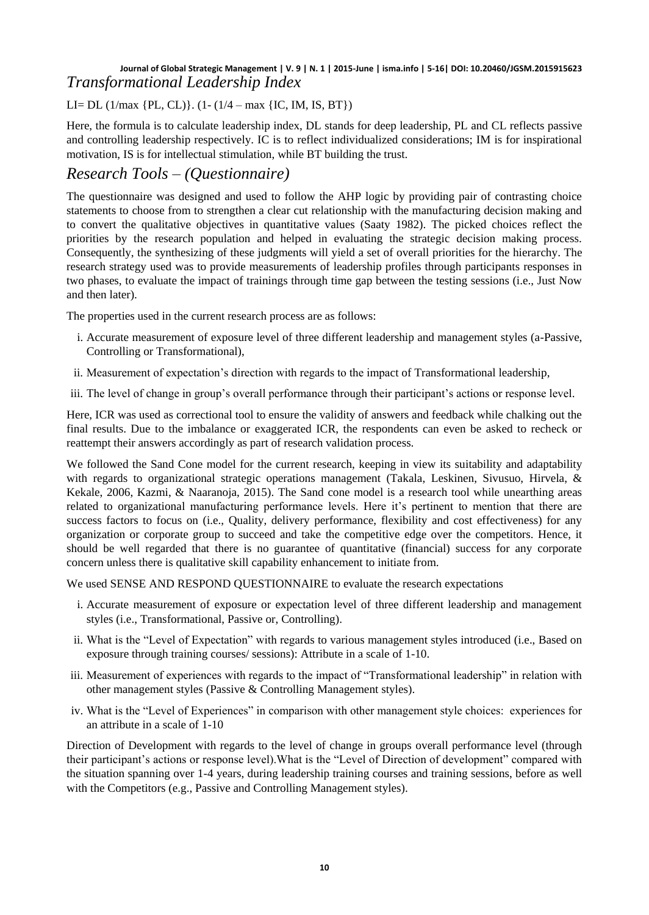## *Transformational Leadership Index*

$LI = DL\ (1/\max\ \{PL, CL\}).\ (1 - (1/4 - \max\ \{IC, IM, IS, BT\})$

Here, the formula is to calculate leadership index, DL stands for deep leadership, PL and CL reflects passive and controlling leadership respectively. IC is to reflect individualized considerations; IM is for inspirational motivation, IS is for intellectual stimulation, while BT building the trust.

## *Research Tools – (Questionnaire)*

The questionnaire was designed and used to follow the AHP logic by providing pair of contrasting choice statements to choose from to strengthen a clear cut relationship with the manufacturing decision making and to convert the qualitative objectives in quantitative values (Saaty 1982). The picked choices reflect the priorities by the research population and helped in evaluating the strategic decision making process. Consequently, the synthesizing of these judgments will yield a set of overall priorities for the hierarchy. The research strategy used was to provide measurements of leadership profiles through participants responses in two phases, to evaluate the impact of trainings through time gap between the testing sessions (i.e., Just Now and then later).

The properties used in the current research process are as follows:

i. Accurate measurement of exposure level of three different leadership and management styles (a-Passive, Controlling or Transformational),
ii. Measurement of expectation's direction with regards to the impact of Transformational leadership,
iii. The level of change in group's overall performance through their participant's actions or response level.

Here, ICR was used as correctional tool to ensure the validity of answers and feedback while chalking out the final results. Due to the imbalance or exaggerated ICR, the respondents can even be asked to recheck or reattempt their answers accordingly as part of research validation process.

We followed the Sand Cone model for the current research, keeping in view its suitability and adaptability with regards to organizational strategic operations management (Takala, Leskinen, Sivusuo, Hirvela, & Kekale, 2006, Kazmi, & Naaranoja, 2015). The Sand cone model is a research tool while unearthing areas related to organizational manufacturing performance levels. Here it's pertinent to mention that there are success factors to focus on (i.e., Quality, delivery performance, flexibility and cost effectiveness) for any organization or corporate group to succeed and take the competitive edge over the competitors. Hence, it should be well regarded that there is no guarantee of quantitative (financial) success for any corporate concern unless there is qualitative skill capability enhancement to initiate from.

We used SENSE AND RESPOND QUESTIONNAIRE to evaluate the research expectations

i. Accurate measurement of exposure or expectation level of three different leadership and management styles (i.e., Transformational, Passive or, Controlling).
ii. What is the "Level of Expectation" with regards to various management styles introduced (i.e., Based on exposure through training courses/ sessions): Attribute in a scale of 1-10.
iii. Measurement of experiences with regards to the impact of "Transformational leadership" in relation with other management styles (Passive & Controlling Management styles).
iv. What is the "Level of Experiences" in comparison with other management style choices: experiences for an attribute in a scale of 1-10

Direction of Development with regards to the level of change in groups overall performance level (through their participant's actions or response level).What is the "Level of Direction of development" compared with the situation spanning over 1-4 years, during leadership training courses and training sessions, before as well with the Competitors (e.g., Passive and Controlling Management styles).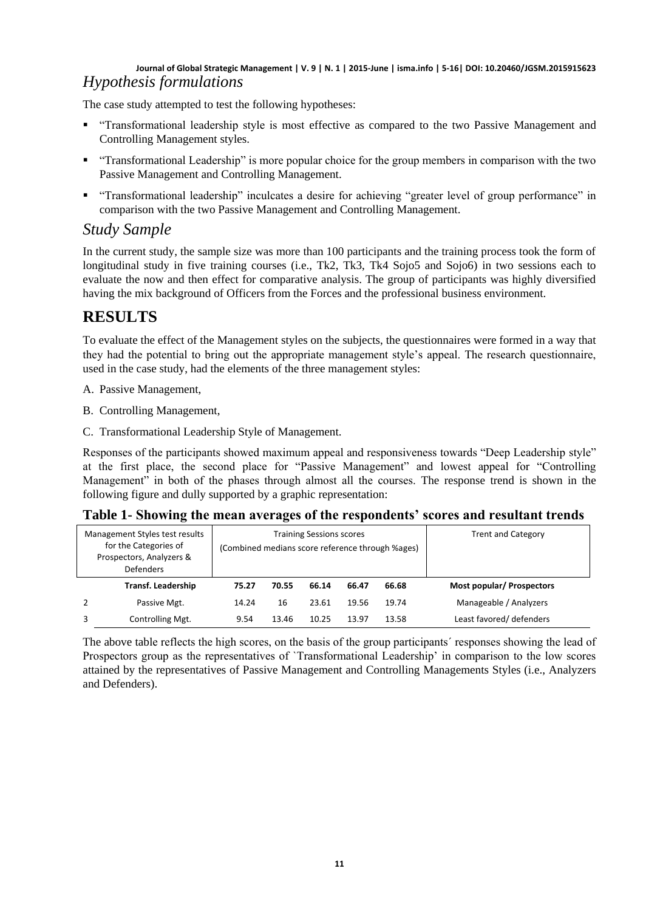## *Hypothesis formulations*

The case study attempted to test the following hypotheses:

- "Transformational leadership style is most effective as compared to the two Passive Management and Controlling Management styles.
- "Transformational Leadership" is more popular choice for the group members in comparison with the two Passive Management and Controlling Management.
- "Transformational leadership" inculcates a desire for achieving "greater level of group performance" in comparison with the two Passive Management and Controlling Management.

## *Study Sample*

In the current study, the sample size was more than 100 participants and the training process took the form of longitudinal study in five training courses (i.e., Tk2, Tk3, Tk4 Sojo5 and Sojo6) in two sessions each to evaluate the now and then effect for comparative analysis. The group of participants was highly diversified having the mix background of Officers from the Forces and the professional business environment.

# RESULTS

To evaluate the effect of the Management styles on the subjects, the questionnaires were formed in a way that they had the potential to bring out the appropriate management style's appeal. The research questionnaire, used in the case study, had the elements of the three management styles:

A. Passive Management,

B. Controlling Management,

C. Transformational Leadership Style of Management.

Responses of the participants showed maximum appeal and responsiveness towards "Deep Leadership style" at the first place, the second place for "Passive Management" and lowest appeal for "Controlling Management" in both of the phases through almost all the courses. The response trend is shown in the following figure and dully supported by a graphic representation:

**Table 1- Showing the mean averages of the respondents' scores and resultant trends**

| | Management Styles test results for the Categories of Prospectors, Analyzers & Defenders | Training Sessions scores (Combined medians score reference through %ages) | | | | | Trent and Category |
|---|---|---|---|---|---|---|---|
| | **Transf. Leadership** | **75.27** | **70.55** | **66.14** | **66.47** | **66.68** | **Most popular/ Prospectors** |
| 2 | Passive Mgt. | 14.24 | 16 | 23.61 | 19.56 | 19.74 | Manageable / Analyzers |
| 3 | Controlling Mgt. | 9.54 | 13.46 | 10.25 | 13.97 | 13.58 | Least favored/ defenders |

The above table reflects the high scores, on the basis of the group participants´ responses showing the lead of Prospectors group as the representatives of `Transformational Leadership' in comparison to the low scores attained by the representatives of Passive Management and Controlling Managements Styles (i.e., Analyzers and Defenders).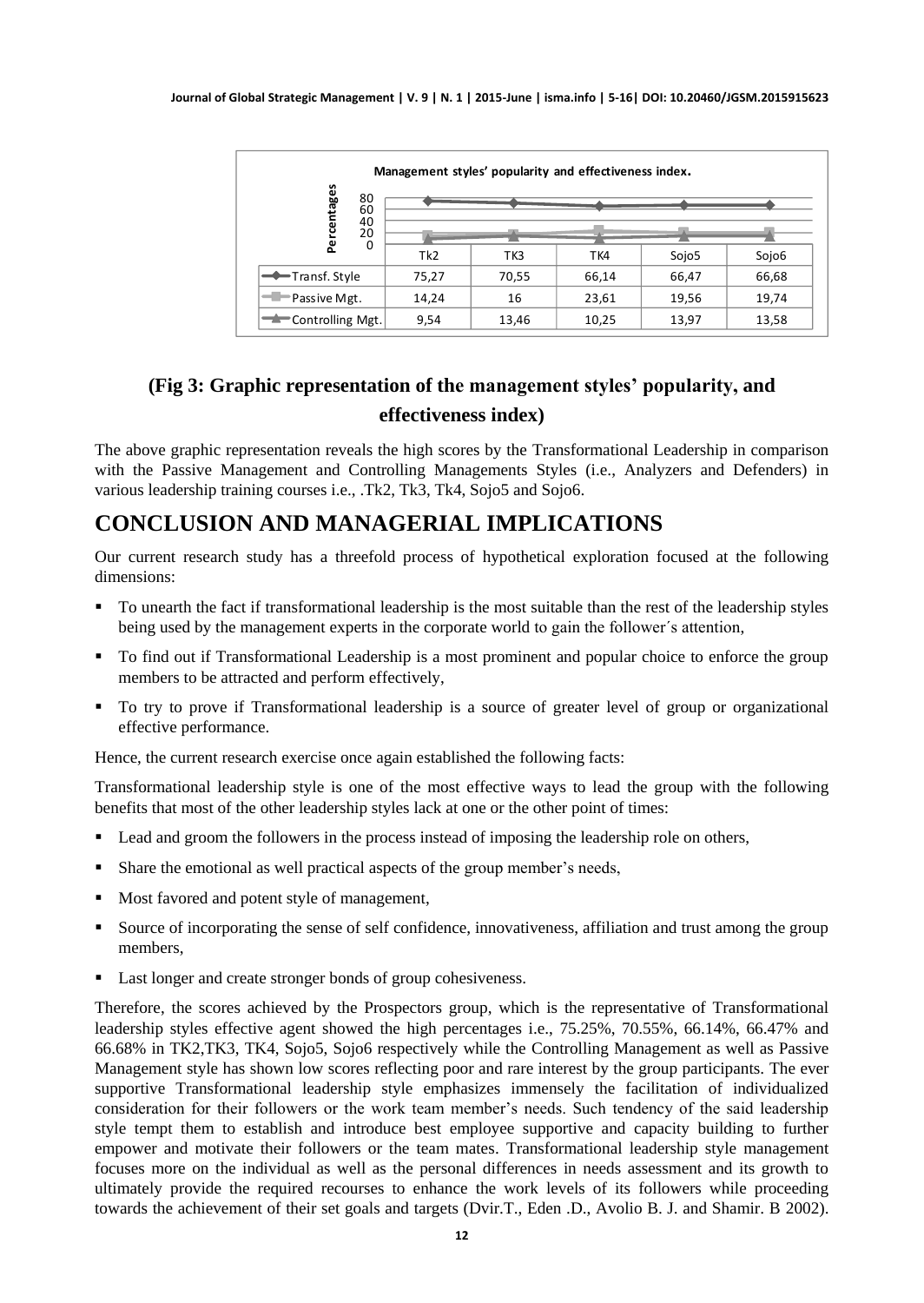**Management styles' popularity and effectiveness index.**

| | Tk2 | TK3 | TK4 | Sojo5 | Sojo6 |
|---|---|---|---|---|---|
| Transf. Style | 75,27 | 70,55 | 66,14 | 66,47 | 66,68 |
| Passive Mgt. | 14,24 | 16 | 23,61 | 19,56 | 19,74 |
| Controlling Mgt. | 9,54 | 13,46 | 10,25 | 13,97 | 13,58 |

## (Fig 3: Graphic representation of the management styles' popularity, and effectiveness index)

The above graphic representation reveals the high scores by the Transformational Leadership in comparison with the Passive Management and Controlling Managements Styles (i.e., Analyzers and Defenders) in various leadership training courses i.e., .Tk2, Tk3, Tk4, Sojo5 and Sojo6.

# CONCLUSION AND MANAGERIAL IMPLICATIONS

Our current research study has a threefold process of hypothetical exploration focused at the following dimensions:

- To unearth the fact if transformational leadership is the most suitable than the rest of the leadership styles being used by the management experts in the corporate world to gain the follower´s attention,
- To find out if Transformational Leadership is a most prominent and popular choice to enforce the group members to be attracted and perform effectively,
- To try to prove if Transformational leadership is a source of greater level of group or organizational effective performance.

Hence, the current research exercise once again established the following facts:

Transformational leadership style is one of the most effective ways to lead the group with the following benefits that most of the other leadership styles lack at one or the other point of times:

- Lead and groom the followers in the process instead of imposing the leadership role on others,
- Share the emotional as well practical aspects of the group member's needs,
- Most favored and potent style of management,
- Source of incorporating the sense of self confidence, innovativeness, affiliation and trust among the group members,
- Last longer and create stronger bonds of group cohesiveness.

Therefore, the scores achieved by the Prospectors group, which is the representative of Transformational leadership styles effective agent showed the high percentages i.e., 75.25%, 70.55%, 66.14%, 66.47% and 66.68% in TK2,TK3, TK4, Sojo5, Sojo6 respectively while the Controlling Management as well as Passive Management style has shown low scores reflecting poor and rare interest by the group participants. The ever supportive Transformational leadership style emphasizes immensely the facilitation of individualized consideration for their followers or the work team member's needs. Such tendency of the said leadership style tempt them to establish and introduce best employee supportive and capacity building to further empower and motivate their followers or the team mates. Transformational leadership style management focuses more on the individual as well as the personal differences in needs assessment and its growth to ultimately provide the required recourses to enhance the work levels of its followers while proceeding towards the achievement of their set goals and targets (Dvir.T., Eden .D., Avolio B. J. and Shamir. B 2002).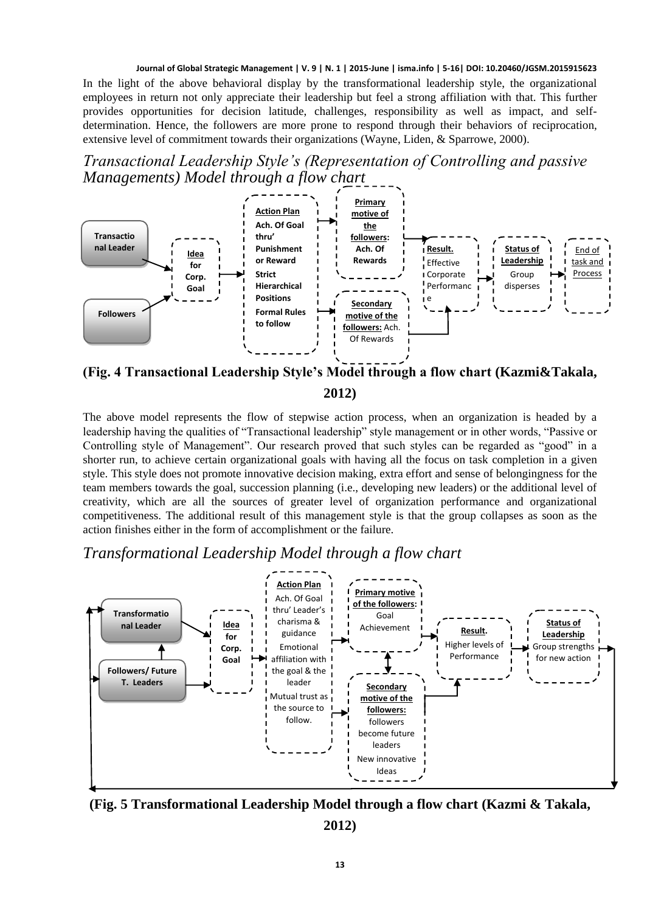In the light of the above behavioral display by the transformational leadership style, the organizational employees in return not only appreciate their leadership but feel a strong affiliation with that. This further provides opportunities for decision latitude, challenges, responsibility as well as impact, and self-determination. Hence, the followers are more prone to respond through their behaviors of reciprocation, extensive level of commitment towards their organizations (Wayne, Liden, & Sparrowe, 2000).

## *Transactional Leadership Style's (Representation of Controlling and passive Managements) Model through a flow chart*

Transactional Leader → Idea for Corp. Goal ← Followers

Idea for Corp. Goal → Action Plan: Ach. Of Goal thru' Punishment or Reward; Strict Hierarchical Positions; Formal Rules to follow

Action Plan → Primary motive of the followers: Ach. Of Rewards

Action Plan → Secondary motive of the followers: Ach. Of Rewards

Primary motive / Secondary motive → Result. Effective Corporate Performance → Status of Leadership: Group disperses → End of task and Process

**(Fig. 4 Transactional Leadership Style's Model through a flow chart (Kazmi&Takala, 2012)**

The above model represents the flow of stepwise action process, when an organization is headed by a leadership having the qualities of "Transactional leadership" style management or in other words, "Passive or Controlling style of Management". Our research proved that such styles can be regarded as "good" in a shorter run, to achieve certain organizational goals with having all the focus on task completion in a given style. This style does not promote innovative decision making, extra effort and sense of belongingness for the team members towards the goal, succession planning (i.e., developing new leaders) or the additional level of creativity, which are all the sources of greater level of organization performance and organizational competitiveness. The additional result of this management style is that the group collapses as soon as the action finishes either in the form of accomplishment or the failure.

## *Transformational Leadership Model through a flow chart*

Transformational Leader → Idea for Corp. Goal ← Followers/ Future T. Leaders (Followers/ Future T. Leaders → Transformational Leader)

Idea for Corp. Goal → Action Plan: Ach. Of Goal thru' Leader's charisma & guidance; Emotional affiliation with the goal & the leader; Mutual trust as the source to follow.

Action Plan → Primary motive of the followers: Goal Achievement

Action Plan → Secondary motive of the followers: followers become future leaders; New innovative Ideas

Primary motive ↔ Secondary motive

Primary motive / Secondary motive → Result. Higher levels of Performance → Status of Leadership: Group strengths for new action → (feedback loop back to Transformational Leader and Followers/ Future T. Leaders)

**(Fig. 5 Transformational Leadership Model through a flow chart (Kazmi & Takala, 2012)**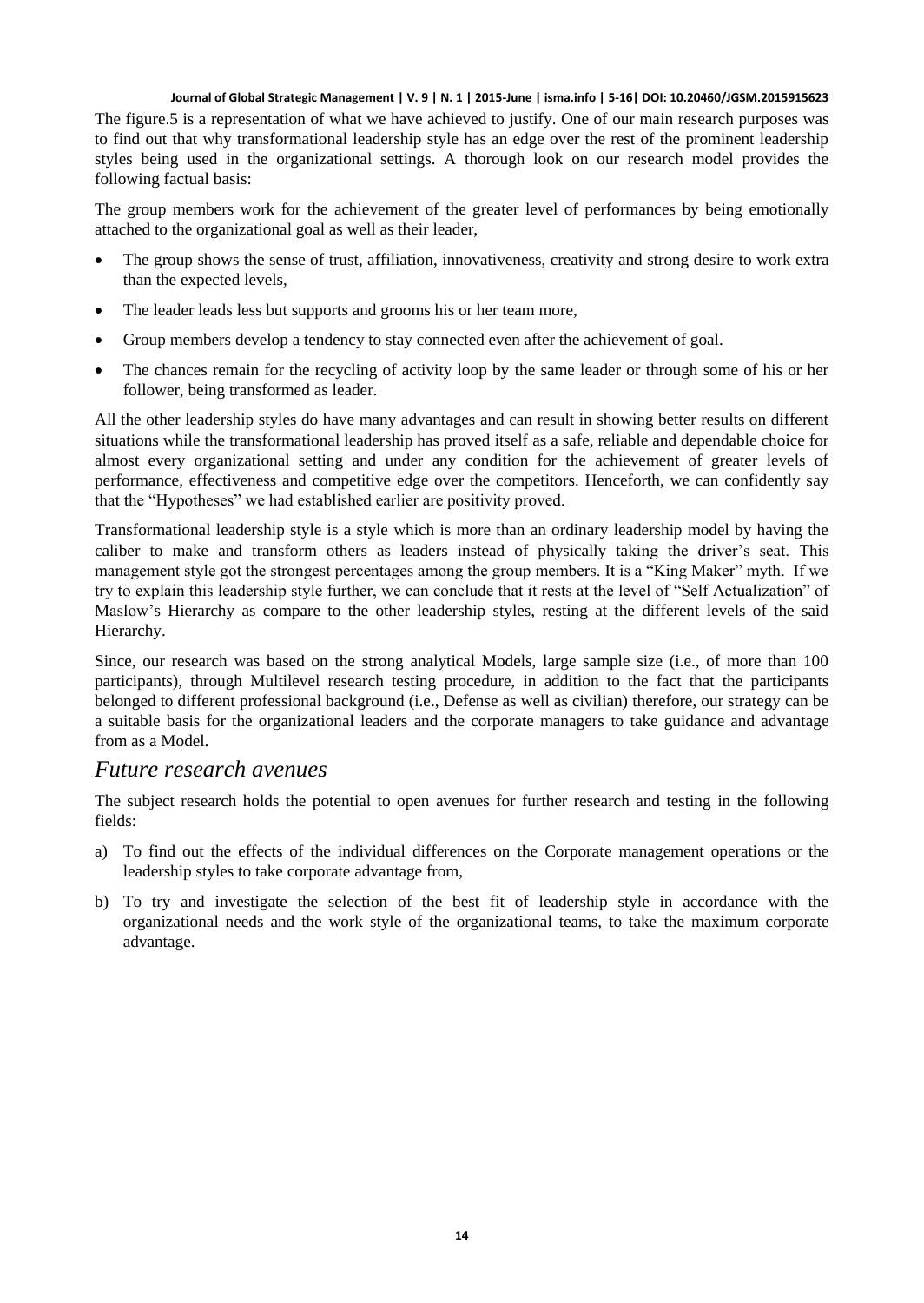The figure.5 is a representation of what we have achieved to justify. One of our main research purposes was to find out that why transformational leadership style has an edge over the rest of the prominent leadership styles being used in the organizational settings. A thorough look on our research model provides the following factual basis:

The group members work for the achievement of the greater level of performances by being emotionally attached to the organizational goal as well as their leader,

- The group shows the sense of trust, affiliation, innovativeness, creativity and strong desire to work extra than the expected levels,
- The leader leads less but supports and grooms his or her team more,
- Group members develop a tendency to stay connected even after the achievement of goal.
- The chances remain for the recycling of activity loop by the same leader or through some of his or her follower, being transformed as leader.

All the other leadership styles do have many advantages and can result in showing better results on different situations while the transformational leadership has proved itself as a safe, reliable and dependable choice for almost every organizational setting and under any condition for the achievement of greater levels of performance, effectiveness and competitive edge over the competitors. Henceforth, we can confidently say that the "Hypotheses" we had established earlier are positivity proved.

Transformational leadership style is a style which is more than an ordinary leadership model by having the caliber to make and transform others as leaders instead of physically taking the driver's seat. This management style got the strongest percentages among the group members. It is a "King Maker" myth. If we try to explain this leadership style further, we can conclude that it rests at the level of "Self Actualization" of Maslow's Hierarchy as compare to the other leadership styles, resting at the different levels of the said Hierarchy.

Since, our research was based on the strong analytical Models, large sample size (i.e., of more than 100 participants), through Multilevel research testing procedure, in addition to the fact that the participants belonged to different professional background (i.e., Defense as well as civilian) therefore, our strategy can be a suitable basis for the organizational leaders and the corporate managers to take guidance and advantage from as a Model.

## *Future research avenues*

The subject research holds the potential to open avenues for further research and testing in the following fields:

a) To find out the effects of the individual differences on the Corporate management operations or the leadership styles to take corporate advantage from,

b) To try and investigate the selection of the best fit of leadership style in accordance with the organizational needs and the work style of the organizational teams, to take the maximum corporate advantage.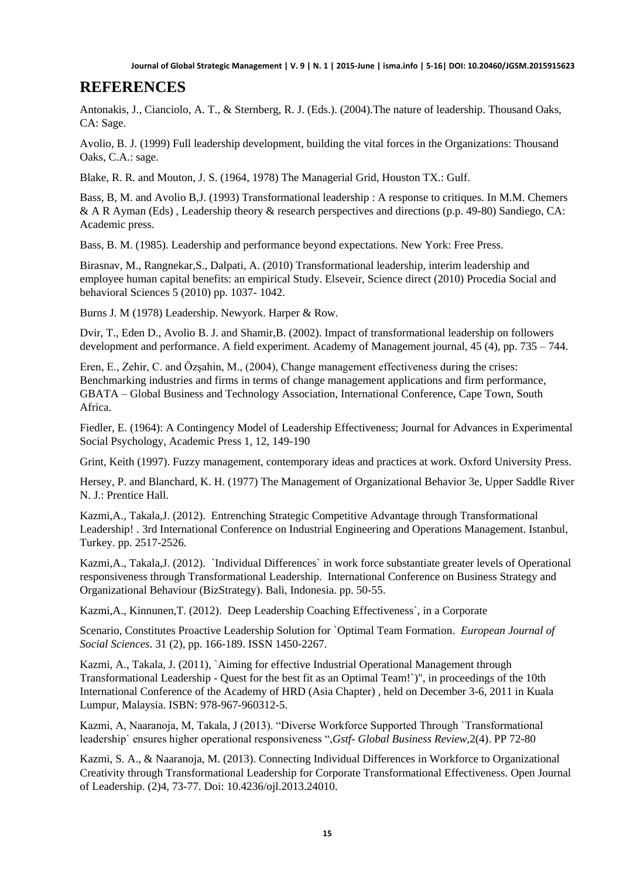## REFERENCES

Antonakis, J., Cianciolo, A. T., & Sternberg, R. J. (Eds.). (2004).The nature of leadership. Thousand Oaks, CA: Sage.

Avolio, B. J. (1999) Full leadership development, building the vital forces in the Organizations: Thousand Oaks, C.A.: sage.

Blake, R. R. and Mouton, J. S. (1964, 1978) The Managerial Grid, Houston TX.: Gulf.

Bass, B, M. and Avolio B,J. (1993) Transformational leadership : A response to critiques. In M.M. Chemers & A R Ayman (Eds) , Leadership theory & research perspectives and directions (p.p. 49-80) Sandiego, CA: Academic press.

Bass, B. M. (1985). Leadership and performance beyond expectations. New York: Free Press.

Birasnav, M., Rangnekar,S., Dalpati, A. (2010) Transformational leadership, interim leadership and employee human capital benefits: an empirical Study. Elseveir, Science direct (2010) Procedia Social and behavioral Sciences 5 (2010) pp. 1037- 1042.

Burns J. M (1978) Leadership. Newyork. Harper & Row.

Dvir, T., Eden D., Avolio B. J. and Shamir,B. (2002). Impact of transformational leadership on followers development and performance. A field experiment. Academy of Management journal, 45 (4), pp. 735 – 744.

Eren, E., Zehir, C. and Özşahin, M., (2004), Change management effectiveness during the crises: Benchmarking industries and firms in terms of change management applications and firm performance, GBATA – Global Business and Technology Association, International Conference, Cape Town, South Africa.

Fiedler, E. (1964): A Contingency Model of Leadership Effectiveness; Journal for Advances in Experimental Social Psychology, Academic Press 1, 12, 149-190

Grint, Keith (1997). Fuzzy management, contemporary ideas and practices at work. Oxford University Press.

Hersey, P. and Blanchard, K. H. (1977) The Management of Organizational Behavior 3e, Upper Saddle River N. J.: Prentice Hall.

Kazmi,A., Takala,J. (2012). Entrenching Strategic Competitive Advantage through Transformational Leadership! . 3rd International Conference on Industrial Engineering and Operations Management. Istanbul, Turkey. pp. 2517-2526.

Kazmi,A., Takala,J. (2012). `Individual Differences` in work force substantiate greater levels of Operational responsiveness through Transformational Leadership. International Conference on Business Strategy and Organizational Behaviour (BizStrategy). Bali, Indonesia. pp. 50-55.

Kazmi,A., Kinnunen,T. (2012). Deep Leadership Coaching Effectiveness`, in a Corporate

Scenario, Constitutes Proactive Leadership Solution for `Optimal Team Formation. *European Journal of Social Sciences*. 31 (2), pp. 166-189. ISSN 1450-2267.

Kazmi, A., Takala, J. (2011), `Aiming for effective Industrial Operational Management through Transformational Leadership - Quest for the best fit as an Optimal Team!`)", in proceedings of the 10th International Conference of the Academy of HRD (Asia Chapter) , held on December 3-6, 2011 in Kuala Lumpur, Malaysia. ISBN: 978-967-960312-5.

Kazmi, A, Naaranoja, M, Takala, J (2013). "Diverse Workforce Supported Through `Transformational leadership` ensures higher operational responsiveness ",*Gstf- Global Business Review*,2(4). PP 72-80

Kazmi, S. A., & Naaranoja, M. (2013). Connecting Individual Differences in Workforce to Organizational Creativity through Transformational Leadership for Corporate Transformational Effectiveness. Open Journal of Leadership. (2)4, 73-77. Doi: 10.4236/ojl.2013.24010.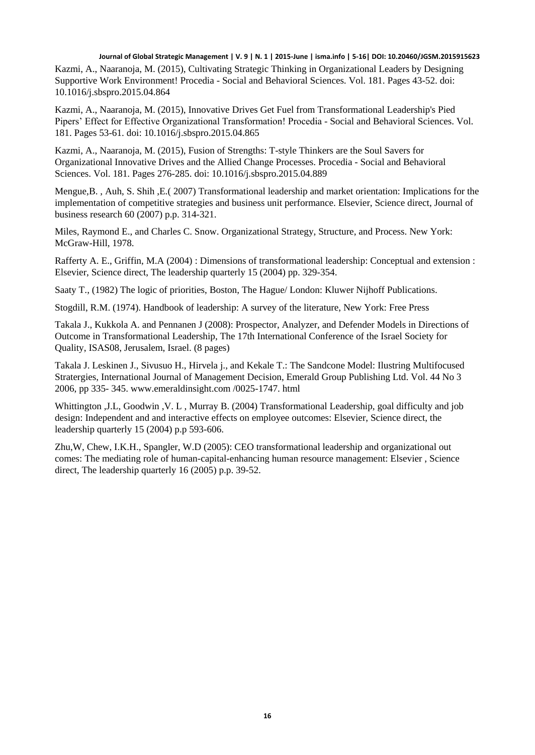Kazmi, A., Naaranoja, M. (2015), Cultivating Strategic Thinking in Organizational Leaders by Designing Supportive Work Environment! Procedia - Social and Behavioral Sciences. Vol. 181. Pages 43-52. doi: 10.1016/j.sbspro.2015.04.864

Kazmi, A., Naaranoja, M. (2015), Innovative Drives Get Fuel from Transformational Leadership's Pied Pipers' Effect for Effective Organizational Transformation! Procedia - Social and Behavioral Sciences. Vol. 181. Pages 53-61. doi: 10.1016/j.sbspro.2015.04.865

Kazmi, A., Naaranoja, M. (2015), Fusion of Strengths: T-style Thinkers are the Soul Savers for Organizational Innovative Drives and the Allied Change Processes. Procedia - Social and Behavioral Sciences. Vol. 181. Pages 276-285. doi: 10.1016/j.sbspro.2015.04.889

Mengue,B. , Auh, S. Shih ,E.( 2007) Transformational leadership and market orientation: Implications for the implementation of competitive strategies and business unit performance. Elsevier, Science direct, Journal of business research 60 (2007) p.p. 314-321.

Miles, Raymond E., and Charles C. Snow. Organizational Strategy, Structure, and Process. New York: McGraw-Hill, 1978.

Rafferty A. E., Griffin, M.A (2004) : Dimensions of transformational leadership: Conceptual and extension : Elsevier, Science direct, The leadership quarterly 15 (2004) pp. 329-354.

Saaty T., (1982) The logic of priorities, Boston, The Hague/ London: Kluwer Nijhoff Publications.

Stogdill, R.M. (1974). Handbook of leadership: A survey of the literature, New York: Free Press

Takala J., Kukkola A. and Pennanen J (2008): Prospector, Analyzer, and Defender Models in Directions of Outcome in Transformational Leadership, The 17th International Conference of the Israel Society for Quality, ISAS08, Jerusalem, Israel. (8 pages)

Takala J. Leskinen J., Sivusuo H., Hirvela j., and Kekale T.: The Sandcone Model: Ilustring Multifocused Stratergies, International Journal of Management Decision, Emerald Group Publishing Ltd. Vol. 44 No 3 2006, pp 335- 345. www.emeraldinsight.com /0025-1747. html

Whittington ,J.L, Goodwin ,V. L , Murray B. (2004) Transformational Leadership, goal difficulty and job design: Independent and and interactive effects on employee outcomes: Elsevier, Science direct, the leadership quarterly 15 (2004) p.p 593-606.

Zhu,W, Chew, I.K.H., Spangler, W.D (2005): CEO transformational leadership and organizational out comes: The mediating role of human-capital-enhancing human resource management: Elsevier , Science direct, The leadership quarterly 16 (2005) p.p. 39-52.